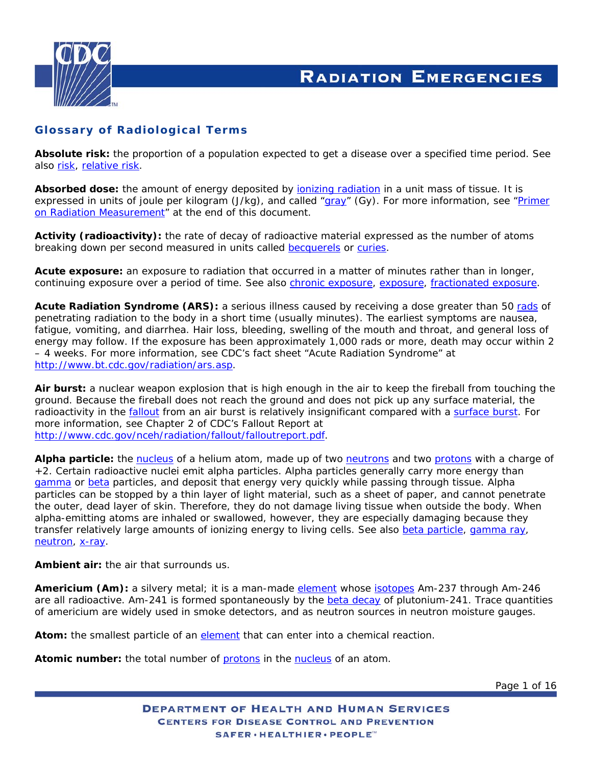# Radiation Emergencies

## Glossary of Radiological Terms

**Absolute risk:** the proportion of a population expected to get a disease over a specified time period. See also risk, relative risk.

**Absorbed dose:** the amount of energy deposited by ionizing radiation in a unit mass of tissue. It is expressed in units of joule per kilogram (J/kg), and called "gray" (Gy). For more information, see "Primer on Radiation Measurement" at the end of this document.

**Activity (radioactivity):** the rate of decay of radioactive material expressed as the number of atoms breaking down per second measured in units called becquerels or curies.

**Acute exposure:** an exposure to radiation that occurred in a matter of minutes rather than in longer, continuing exposure over a period of time. See also chronic exposure, exposure, fractionated exposure.

**Acute Radiation Syndrome (ARS):** a serious illness caused by receiving a dose greater than 50 rads of penetrating radiation to the body in a short time (usually minutes). The earliest symptoms are nausea, fatigue, vomiting, and diarrhea. Hair loss, bleeding, swelling of the mouth and throat, and general loss of energy may follow. If the exposure has been approximately 1,000 rads or more, death may occur within 2 – 4 weeks. For more information, see CDC's fact sheet "Acute Radiation Syndrome" at http://www.bt.cdc.gov/radiation/ars.asp.

**Air burst:** a nuclear weapon explosion that is high enough in the air to keep the fireball from touching the ground. Because the fireball does not reach the ground and does not pick up any surface material, the radioactivity in the fallout from an air burst is relatively insignificant compared with a surface burst. For more information, see Chapter 2 of CDC's Fallout Report at http://www.cdc.gov/nceh/radiation/fallout/falloutreport.pdf.

**Alpha particle:** the nucleus of a helium atom, made up of two neutrons and two protons with a charge of +2. Certain radioactive nuclei emit alpha particles. Alpha particles generally carry more energy than gamma or beta particles, and deposit that energy very quickly while passing through tissue. Alpha particles can be stopped by a thin layer of light material, such as a sheet of paper, and cannot penetrate the outer, dead layer of skin. Therefore, they do not damage living tissue when outside the body. When alpha-emitting atoms are inhaled or swallowed, however, they are especially damaging because they transfer relatively large amounts of ionizing energy to living cells. See also beta particle, gamma ray, neutron, x-ray.

**Ambient air:** the air that surrounds us.

**Americium (Am):** a silvery metal; it is a man-made element whose isotopes Am-237 through Am-246 are all radioactive. Am-241 is formed spontaneously by the beta decay of plutonium-241. Trace quantities of americium are widely used in smoke detectors, and as neutron sources in neutron moisture gauges.

**Atom:** the smallest particle of an element that can enter into a chemical reaction.

**Atomic number:** the total number of protons in the nucleus of an atom.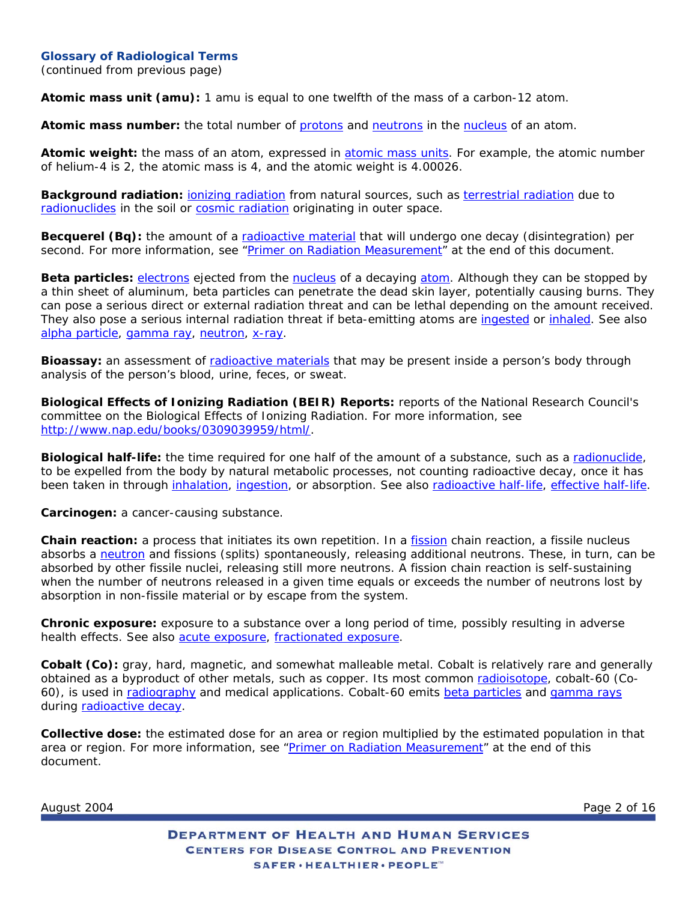**Glossary of Radiological Terms**
(continued from previous page)

**Atomic mass unit (amu):** 1 amu is equal to one twelfth of the mass of a carbon-12 atom.

**Atomic mass number:** the total number of protons and neutrons in the nucleus of an atom.

**Atomic weight:** the mass of an atom, expressed in atomic mass units. For example, the atomic number of helium-4 is 2, the atomic mass is 4, and the atomic weight is 4.00026.

**Background radiation:** ionizing radiation from natural sources, such as terrestrial radiation due to radionuclides in the soil or cosmic radiation originating in outer space.

**Becquerel (Bq):** the amount of a radioactive material that will undergo one decay (disintegration) per second. For more information, see "Primer on Radiation Measurement" at the end of this document.

**Beta particles:** electrons ejected from the nucleus of a decaying atom. Although they can be stopped by a thin sheet of aluminum, beta particles can penetrate the dead skin layer, potentially causing burns. They can pose a serious direct or external radiation threat and can be lethal depending on the amount received. They also pose a serious internal radiation threat if beta-emitting atoms are ingested or inhaled. See also alpha particle, gamma ray, neutron, x-ray.

**Bioassay:** an assessment of radioactive materials that may be present inside a person's body through analysis of the person's blood, urine, feces, or sweat.

**Biological Effects of Ionizing Radiation (BEIR) Reports:** reports of the National Research Council's committee on the Biological Effects of Ionizing Radiation. For more information, see http://www.nap.edu/books/0309039959/html/.

**Biological half-life:** the time required for one half of the amount of a substance, such as a radionuclide, to be expelled from the body by natural metabolic processes, not counting radioactive decay, once it has been taken in through inhalation, ingestion, or absorption. See also radioactive half-life, effective half-life.

**Carcinogen:** a cancer-causing substance.

**Chain reaction:** a process that initiates its own repetition. In a fission chain reaction, a fissile nucleus absorbs a neutron and fissions (splits) spontaneously, releasing additional neutrons. These, in turn, can be absorbed by other fissile nuclei, releasing still more neutrons. A fission chain reaction is self-sustaining when the number of neutrons released in a given time equals or exceeds the number of neutrons lost by absorption in non-fissile material or by escape from the system.

**Chronic exposure:** exposure to a substance over a long period of time, possibly resulting in adverse health effects. See also acute exposure, fractionated exposure.

**Cobalt (Co):** gray, hard, magnetic, and somewhat malleable metal. Cobalt is relatively rare and generally obtained as a byproduct of other metals, such as copper. Its most common radioisotope, cobalt-60 (Co-60), is used in radiography and medical applications. Cobalt-60 emits beta particles and gamma rays during radioactive decay.

**Collective dose:** the estimated dose for an area or region multiplied by the estimated population in that area or region. For more information, see "Primer on Radiation Measurement" at the end of this document.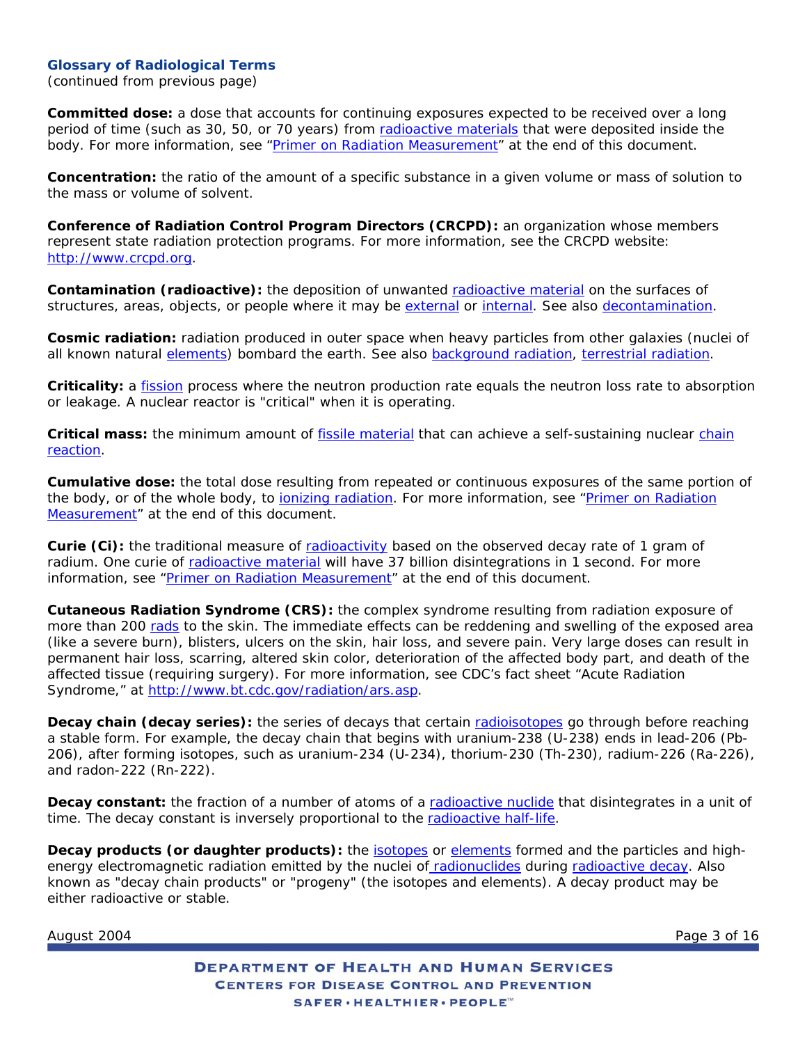**Glossary of Radiological Terms**
(continued from previous page)

**Committed dose:** a dose that accounts for continuing exposures expected to be received over a long period of time (such as 30, 50, or 70 years) from radioactive materials that were deposited inside the body. For more information, see "Primer on Radiation Measurement" at the end of this document.

**Concentration:** the ratio of the amount of a specific substance in a given volume or mass of solution to the mass or volume of solvent.

**Conference of Radiation Control Program Directors (CRCPD):** an organization whose members represent state radiation protection programs. For more information, see the CRCPD website: http://www.crcpd.org.

**Contamination (radioactive):** the deposition of unwanted radioactive material on the surfaces of structures, areas, objects, or people where it may be external or internal. See also decontamination.

**Cosmic radiation:** radiation produced in outer space when heavy particles from other galaxies (nuclei of all known natural elements) bombard the earth. See also background radiation, terrestrial radiation.

**Criticality:** a fission process where the neutron production rate equals the neutron loss rate to absorption or leakage. A nuclear reactor is "critical" when it is operating.

**Critical mass:** the minimum amount of fissile material that can achieve a self-sustaining nuclear chain reaction.

**Cumulative dose:** the total dose resulting from repeated or continuous exposures of the same portion of the body, or of the whole body, to ionizing radiation. For more information, see "Primer on Radiation Measurement" at the end of this document.

**Curie (Ci):** the traditional measure of radioactivity based on the observed decay rate of 1 gram of radium. One curie of radioactive material will have 37 billion disintegrations in 1 second. For more information, see "Primer on Radiation Measurement" at the end of this document.

**Cutaneous Radiation Syndrome (CRS):** the complex syndrome resulting from radiation exposure of more than 200 rads to the skin. The immediate effects can be reddening and swelling of the exposed area (like a severe burn), blisters, ulcers on the skin, hair loss, and severe pain. Very large doses can result in permanent hair loss, scarring, altered skin color, deterioration of the affected body part, and death of the affected tissue (requiring surgery). For more information, see CDC's fact sheet "Acute Radiation Syndrome," at http://www.bt.cdc.gov/radiation/ars.asp.

**Decay chain (decay series):** the series of decays that certain radioisotopes go through before reaching a stable form. For example, the decay chain that begins with uranium-238 (U-238) ends in lead-206 (Pb-206), after forming isotopes, such as uranium-234 (U-234), thorium-230 (Th-230), radium-226 (Ra-226), and radon-222 (Rn-222).

**Decay constant:** the fraction of a number of atoms of a radioactive nuclide that disintegrates in a unit of time. The decay constant is inversely proportional to the radioactive half-life.

**Decay products (or daughter products):** the isotopes or elements formed and the particles and high-energy electromagnetic radiation emitted by the nuclei of radionuclides during radioactive decay. Also known as "decay chain products" or "progeny" (the isotopes and elements). A decay product may be either radioactive or stable.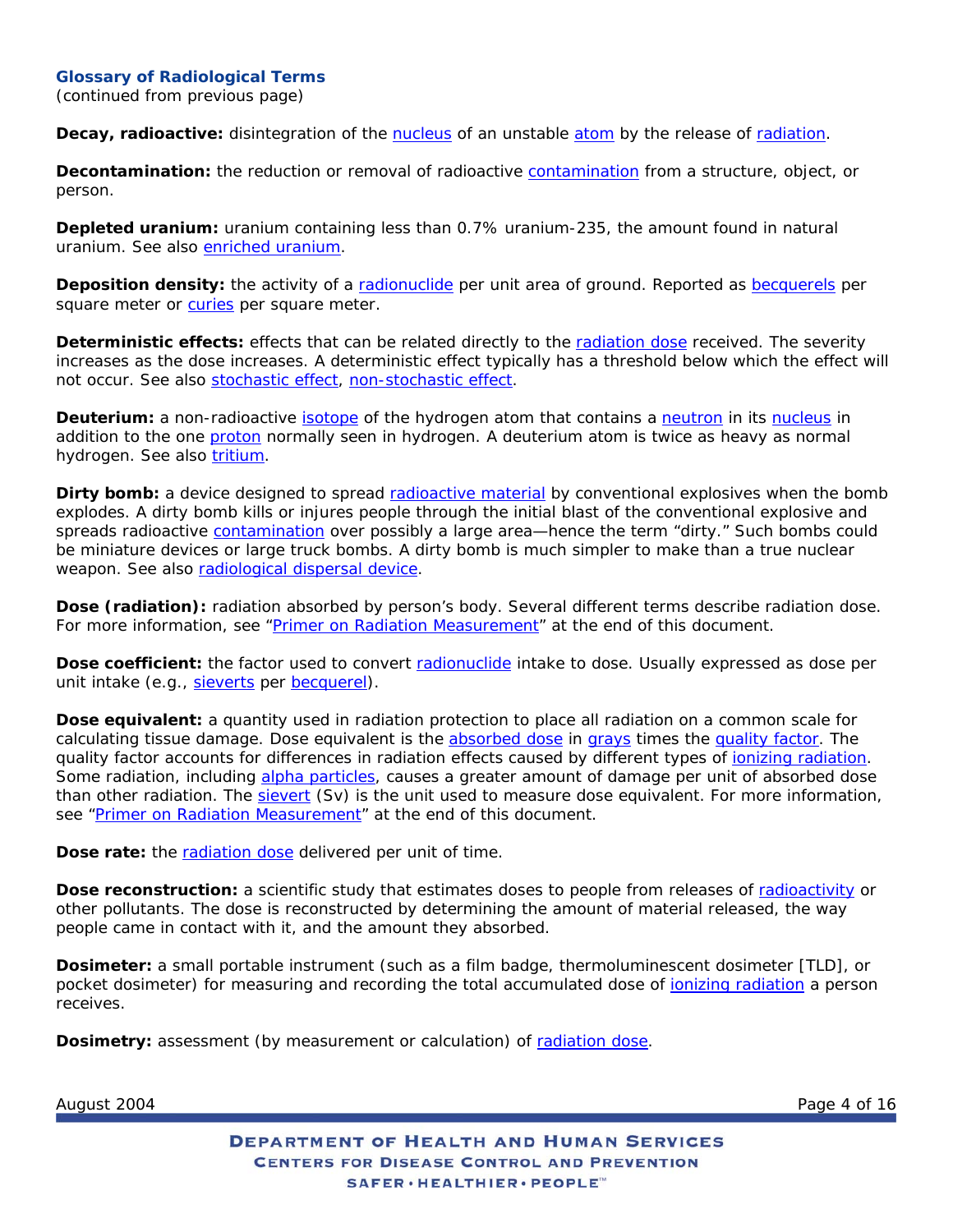**Glossary of Radiological Terms**

(continued from previous page)

**Decay, radioactive:** disintegration of the nucleus of an unstable atom by the release of radiation.

**Decontamination:** the reduction or removal of radioactive contamination from a structure, object, or person.

**Depleted uranium:** uranium containing less than 0.7% uranium-235, the amount found in natural uranium. See also enriched uranium.

**Deposition density:** the activity of a radionuclide per unit area of ground. Reported as becquerels per square meter or curies per square meter.

**Deterministic effects:** effects that can be related directly to the radiation dose received. The severity increases as the dose increases. A deterministic effect typically has a threshold below which the effect will not occur. See also stochastic effect, non-stochastic effect.

**Deuterium:** a non-radioactive isotope of the hydrogen atom that contains a neutron in its nucleus in addition to the one proton normally seen in hydrogen. A deuterium atom is twice as heavy as normal hydrogen. See also tritium.

**Dirty bomb:** a device designed to spread radioactive material by conventional explosives when the bomb explodes. A dirty bomb kills or injures people through the initial blast of the conventional explosive and spreads radioactive contamination over possibly a large area—hence the term "dirty." Such bombs could be miniature devices or large truck bombs. A dirty bomb is much simpler to make than a true nuclear weapon. See also radiological dispersal device.

**Dose (radiation):** radiation absorbed by person's body. Several different terms describe radiation dose. For more information, see "Primer on Radiation Measurement" at the end of this document.

**Dose coefficient:** the factor used to convert radionuclide intake to dose. Usually expressed as dose per unit intake (e.g., sieverts per becquerel).

**Dose equivalent:** a quantity used in radiation protection to place all radiation on a common scale for calculating tissue damage. Dose equivalent is the absorbed dose in grays times the quality factor. The quality factor accounts for differences in radiation effects caused by different types of ionizing radiation. Some radiation, including alpha particles, causes a greater amount of damage per unit of absorbed dose than other radiation. The sievert (Sv) is the unit used to measure dose equivalent. For more information, see "Primer on Radiation Measurement" at the end of this document.

**Dose rate:** the radiation dose delivered per unit of time.

**Dose reconstruction:** a scientific study that estimates doses to people from releases of radioactivity or other pollutants. The dose is reconstructed by determining the amount of material released, the way people came in contact with it, and the amount they absorbed.

**Dosimeter:** a small portable instrument (such as a film badge, thermoluminescent dosimeter [TLD], or pocket dosimeter) for measuring and recording the total accumulated dose of ionizing radiation a person receives.

**Dosimetry:** assessment (by measurement or calculation) of radiation dose.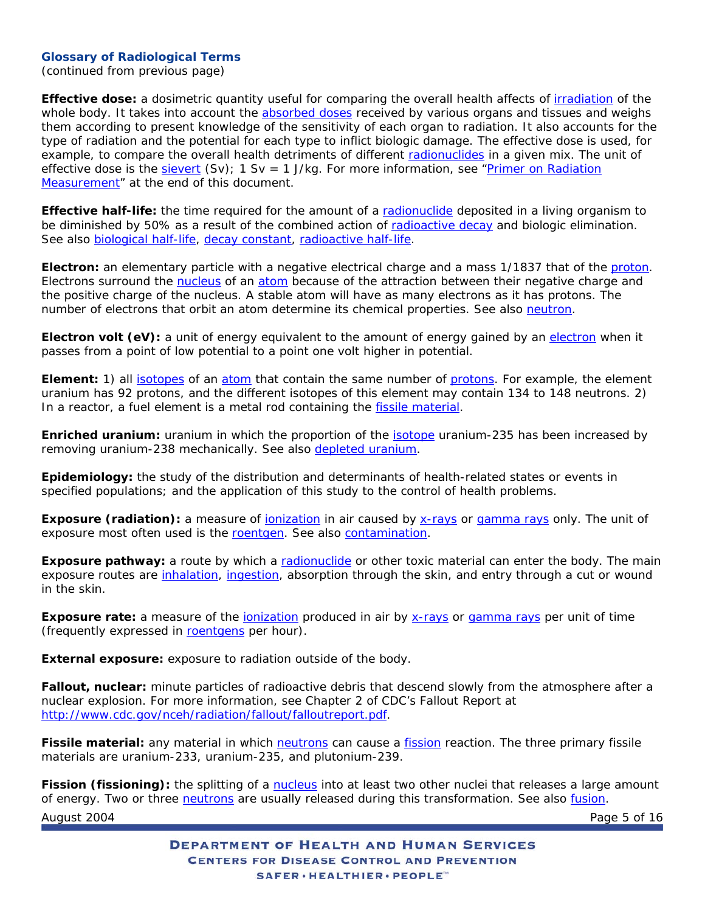**Glossary of Radiological Terms**
(continued from previous page)

**Effective dose:** a dosimetric quantity useful for comparing the overall health affects of irradiation of the whole body. It takes into account the absorbed doses received by various organs and tissues and weighs them according to present knowledge of the sensitivity of each organ to radiation. It also accounts for the type of radiation and the potential for each type to inflict biologic damage. The effective dose is used, for example, to compare the overall health detriments of different radionuclides in a given mix. The unit of effective dose is the sievert (Sv); 1 Sv = 1 J/kg. For more information, see "Primer on Radiation Measurement" at the end of this document.

**Effective half-life:** the time required for the amount of a radionuclide deposited in a living organism to be diminished by 50% as a result of the combined action of radioactive decay and biologic elimination. See also biological half-life, decay constant, radioactive half-life.

**Electron:** an elementary particle with a negative electrical charge and a mass 1/1837 that of the proton. Electrons surround the nucleus of an atom because of the attraction between their negative charge and the positive charge of the nucleus. A stable atom will have as many electrons as it has protons. The number of electrons that orbit an atom determine its chemical properties. See also neutron.

**Electron volt (eV):** a unit of energy equivalent to the amount of energy gained by an electron when it passes from a point of low potential to a point one volt higher in potential.

**Element:** 1) all isotopes of an atom that contain the same number of protons. For example, the element uranium has 92 protons, and the different isotopes of this element may contain 134 to 148 neutrons. 2) In a reactor, a fuel element is a metal rod containing the fissile material.

**Enriched uranium:** uranium in which the proportion of the isotope uranium-235 has been increased by removing uranium-238 mechanically. See also depleted uranium.

**Epidemiology:** the study of the distribution and determinants of health-related states or events in specified populations; and the application of this study to the control of health problems.

**Exposure (radiation):** a measure of ionization in air caused by x-rays or gamma rays only. The unit of exposure most often used is the roentgen. See also contamination.

**Exposure pathway:** a route by which a radionuclide or other toxic material can enter the body. The main exposure routes are inhalation, ingestion, absorption through the skin, and entry through a cut or wound in the skin.

**Exposure rate:** a measure of the ionization produced in air by x-rays or gamma rays per unit of time (frequently expressed in roentgens per hour).

**External exposure:** exposure to radiation outside of the body.

**Fallout, nuclear:** minute particles of radioactive debris that descend slowly from the atmosphere after a nuclear explosion. For more information, see Chapter 2 of CDC's Fallout Report at http://www.cdc.gov/nceh/radiation/fallout/falloutreport.pdf.

**Fissile material:** any material in which neutrons can cause a fission reaction. The three primary fissile materials are uranium-233, uranium-235, and plutonium-239.

**Fission (fissioning):** the splitting of a nucleus into at least two other nuclei that releases a large amount of energy. Two or three neutrons are usually released during this transformation. See also fusion.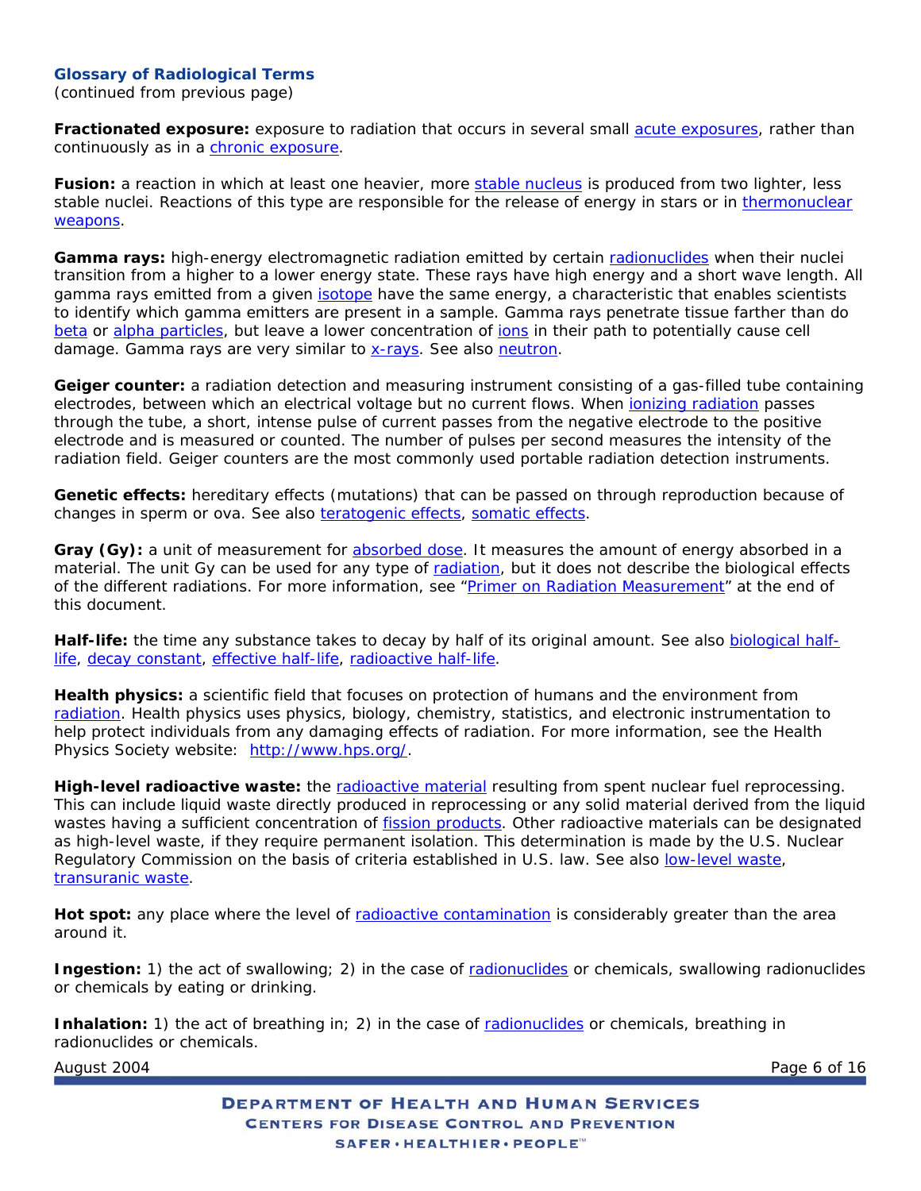**Glossary of Radiological Terms**
(continued from previous page)

**Fractionated exposure:** exposure to radiation that occurs in several small acute exposures, rather than continuously as in a chronic exposure.

**Fusion:** a reaction in which at least one heavier, more stable nucleus is produced from two lighter, less stable nuclei. Reactions of this type are responsible for the release of energy in stars or in thermonuclear weapons.

**Gamma rays:** high-energy electromagnetic radiation emitted by certain radionuclides when their nuclei transition from a higher to a lower energy state. These rays have high energy and a short wave length. All gamma rays emitted from a given isotope have the same energy, a characteristic that enables scientists to identify which gamma emitters are present in a sample. Gamma rays penetrate tissue farther than do beta or alpha particles, but leave a lower concentration of ions in their path to potentially cause cell damage. Gamma rays are very similar to x-rays. See also neutron.

**Geiger counter:** a radiation detection and measuring instrument consisting of a gas-filled tube containing electrodes, between which an electrical voltage but no current flows. When ionizing radiation passes through the tube, a short, intense pulse of current passes from the negative electrode to the positive electrode and is measured or counted. The number of pulses per second measures the intensity of the radiation field. Geiger counters are the most commonly used portable radiation detection instruments.

**Genetic effects:** hereditary effects (mutations) that can be passed on through reproduction because of changes in sperm or ova. See also teratogenic effects, somatic effects.

**Gray (Gy):** a unit of measurement for absorbed dose. It measures the amount of energy absorbed in a material. The unit Gy can be used for any type of radiation, but it does not describe the biological effects of the different radiations. For more information, see "Primer on Radiation Measurement" at the end of this document.

**Half-life:** the time any substance takes to decay by half of its original amount. See also biological half-life, decay constant, effective half-life, radioactive half-life.

**Health physics:** a scientific field that focuses on protection of humans and the environment from radiation. Health physics uses physics, biology, chemistry, statistics, and electronic instrumentation to help protect individuals from any damaging effects of radiation. For more information, see the Health Physics Society website: http://www.hps.org/.

**High-level radioactive waste:** the radioactive material resulting from spent nuclear fuel reprocessing. This can include liquid waste directly produced in reprocessing or any solid material derived from the liquid wastes having a sufficient concentration of fission products. Other radioactive materials can be designated as high-level waste, if they require permanent isolation. This determination is made by the U.S. Nuclear Regulatory Commission on the basis of criteria established in U.S. law. See also low-level waste, transuranic waste.

**Hot spot:** any place where the level of radioactive contamination is considerably greater than the area around it.

**Ingestion:** 1) the act of swallowing; 2) in the case of radionuclides or chemicals, swallowing radionuclides or chemicals by eating or drinking.

**Inhalation:** 1) the act of breathing in; 2) in the case of radionuclides or chemicals, breathing in radionuclides or chemicals.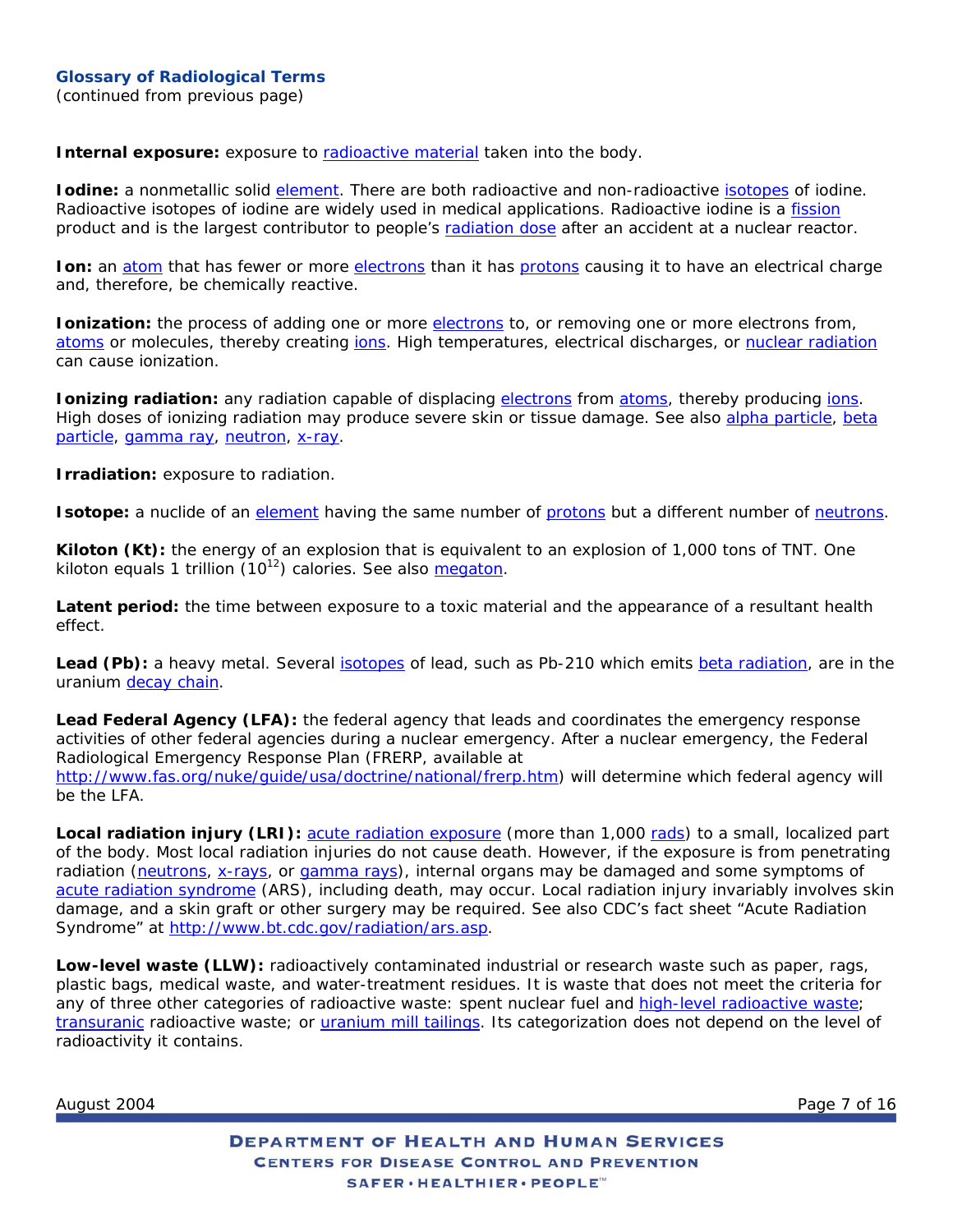**Glossary of Radiological Terms**
(continued from previous page)

**Internal exposure:** exposure to radioactive material taken into the body.

**Iodine:** a nonmetallic solid element. There are both radioactive and non-radioactive isotopes of iodine. Radioactive isotopes of iodine are widely used in medical applications. Radioactive iodine is a fission product and is the largest contributor to people's radiation dose after an accident at a nuclear reactor.

**Ion:** an atom that has fewer or more electrons than it has protons causing it to have an electrical charge and, therefore, be chemically reactive.

**Ionization:** the process of adding one or more electrons to, or removing one or more electrons from, atoms or molecules, thereby creating ions. High temperatures, electrical discharges, or nuclear radiation can cause ionization.

**Ionizing radiation:** any radiation capable of displacing electrons from atoms, thereby producing ions. High doses of ionizing radiation may produce severe skin or tissue damage. See also alpha particle, beta particle, gamma ray, neutron, x-ray.

**Irradiation:** exposure to radiation.

**Isotope:** a nuclide of an element having the same number of protons but a different number of neutrons.

**Kiloton (Kt):** the energy of an explosion that is equivalent to an explosion of 1,000 tons of TNT. One kiloton equals 1 trillion ($10^{12}$) calories. See also megaton.

**Latent period:** the time between exposure to a toxic material and the appearance of a resultant health effect.

**Lead (Pb):** a heavy metal. Several isotopes of lead, such as Pb-210 which emits beta radiation, are in the uranium decay chain.

**Lead Federal Agency (LFA):** the federal agency that leads and coordinates the emergency response activities of other federal agencies during a nuclear emergency. After a nuclear emergency, the Federal Radiological Emergency Response Plan (FRERP, available at http://www.fas.org/nuke/guide/usa/doctrine/national/frerp.htm) will determine which federal agency will be the LFA.

**Local radiation injury (LRI):** acute radiation exposure (more than 1,000 rads) to a small, localized part of the body. Most local radiation injuries do not cause death. However, if the exposure is from penetrating radiation (neutrons, x-rays, or gamma rays), internal organs may be damaged and some symptoms of acute radiation syndrome (ARS), including death, may occur. Local radiation injury invariably involves skin damage, and a skin graft or other surgery may be required. See also CDC's fact sheet "Acute Radiation Syndrome" at http://www.bt.cdc.gov/radiation/ars.asp.

**Low-level waste (LLW):** radioactively contaminated industrial or research waste such as paper, rags, plastic bags, medical waste, and water-treatment residues. It is waste that does not meet the criteria for any of three other categories of radioactive waste: spent nuclear fuel and high-level radioactive waste; transuranic radioactive waste; or uranium mill tailings. Its categorization does not depend on the level of radioactivity it contains.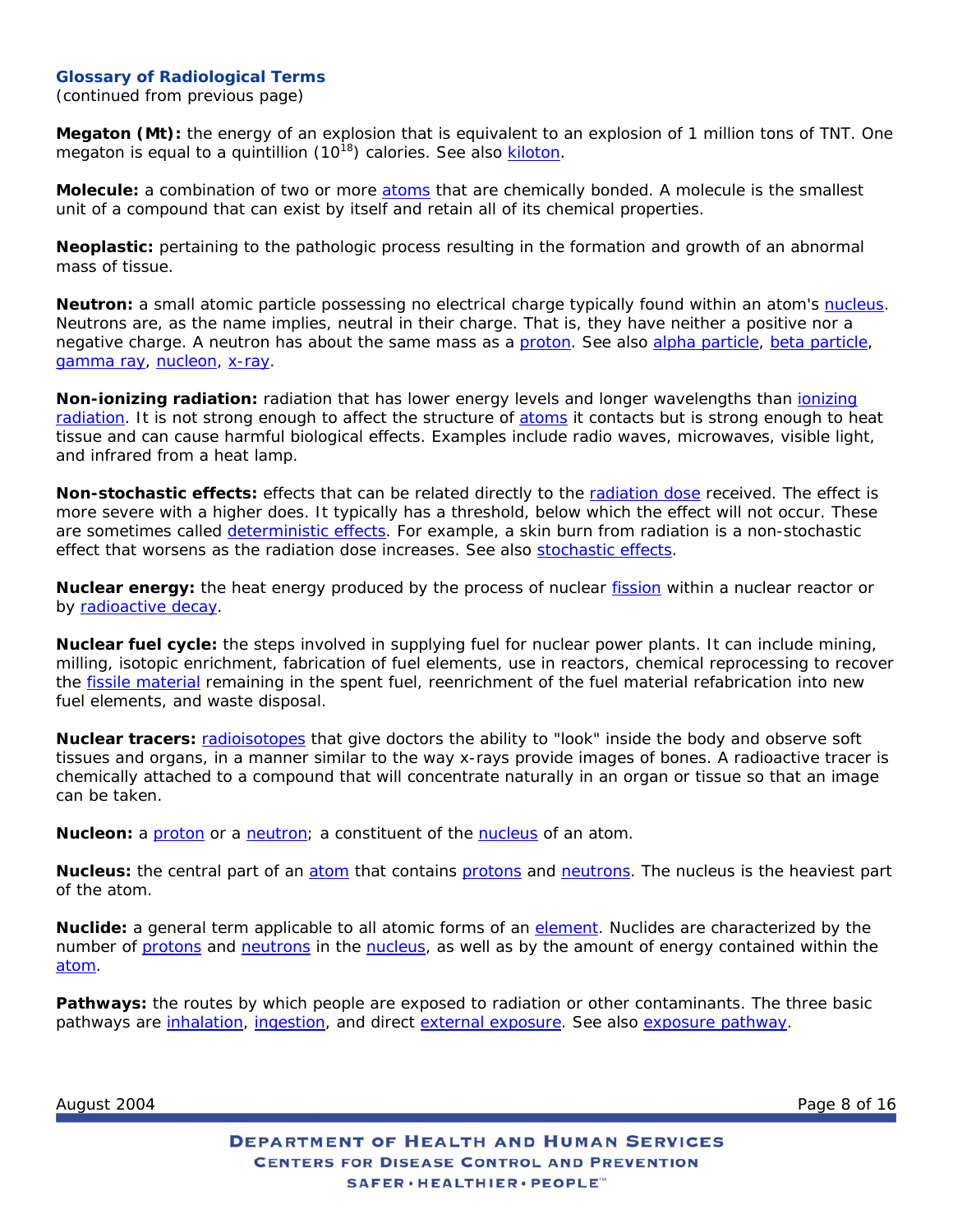**Glossary of Radiological Terms**
(continued from previous page)

**Megaton (Mt):** the energy of an explosion that is equivalent to an explosion of 1 million tons of TNT. One megaton is equal to a quintillion ($10^{18}$) calories. See also kiloton.

**Molecule:** a combination of two or more atoms that are chemically bonded. A molecule is the smallest unit of a compound that can exist by itself and retain all of its chemical properties.

**Neoplastic:** pertaining to the pathologic process resulting in the formation and growth of an abnormal mass of tissue.

**Neutron:** a small atomic particle possessing no electrical charge typically found within an atom's nucleus. Neutrons are, as the name implies, neutral in their charge. That is, they have neither a positive nor a negative charge. A neutron has about the same mass as a proton. See also alpha particle, beta particle, gamma ray, nucleon, x-ray.

**Non-ionizing radiation:** radiation that has lower energy levels and longer wavelengths than ionizing radiation. It is not strong enough to affect the structure of atoms it contacts but is strong enough to heat tissue and can cause harmful biological effects. Examples include radio waves, microwaves, visible light, and infrared from a heat lamp.

**Non-stochastic effects:** effects that can be related directly to the radiation dose received. The effect is more severe with a higher does. It typically has a threshold, below which the effect will not occur. These are sometimes called deterministic effects. For example, a skin burn from radiation is a non-stochastic effect that worsens as the radiation dose increases. See also stochastic effects.

**Nuclear energy:** the heat energy produced by the process of nuclear fission within a nuclear reactor or by radioactive decay.

**Nuclear fuel cycle:** the steps involved in supplying fuel for nuclear power plants. It can include mining, milling, isotopic enrichment, fabrication of fuel elements, use in reactors, chemical reprocessing to recover the fissile material remaining in the spent fuel, reenrichment of the fuel material refabrication into new fuel elements, and waste disposal.

**Nuclear tracers:** radioisotopes that give doctors the ability to "look" inside the body and observe soft tissues and organs, in a manner similar to the way x-rays provide images of bones. A radioactive tracer is chemically attached to a compound that will concentrate naturally in an organ or tissue so that an image can be taken.

**Nucleon:** a proton or a neutron; a constituent of the nucleus of an atom.

**Nucleus:** the central part of an atom that contains protons and neutrons. The nucleus is the heaviest part of the atom.

**Nuclide:** a general term applicable to all atomic forms of an element. Nuclides are characterized by the number of protons and neutrons in the nucleus, as well as by the amount of energy contained within the atom.

**Pathways:** the routes by which people are exposed to radiation or other contaminants. The three basic pathways are inhalation, ingestion, and direct external exposure. See also exposure pathway.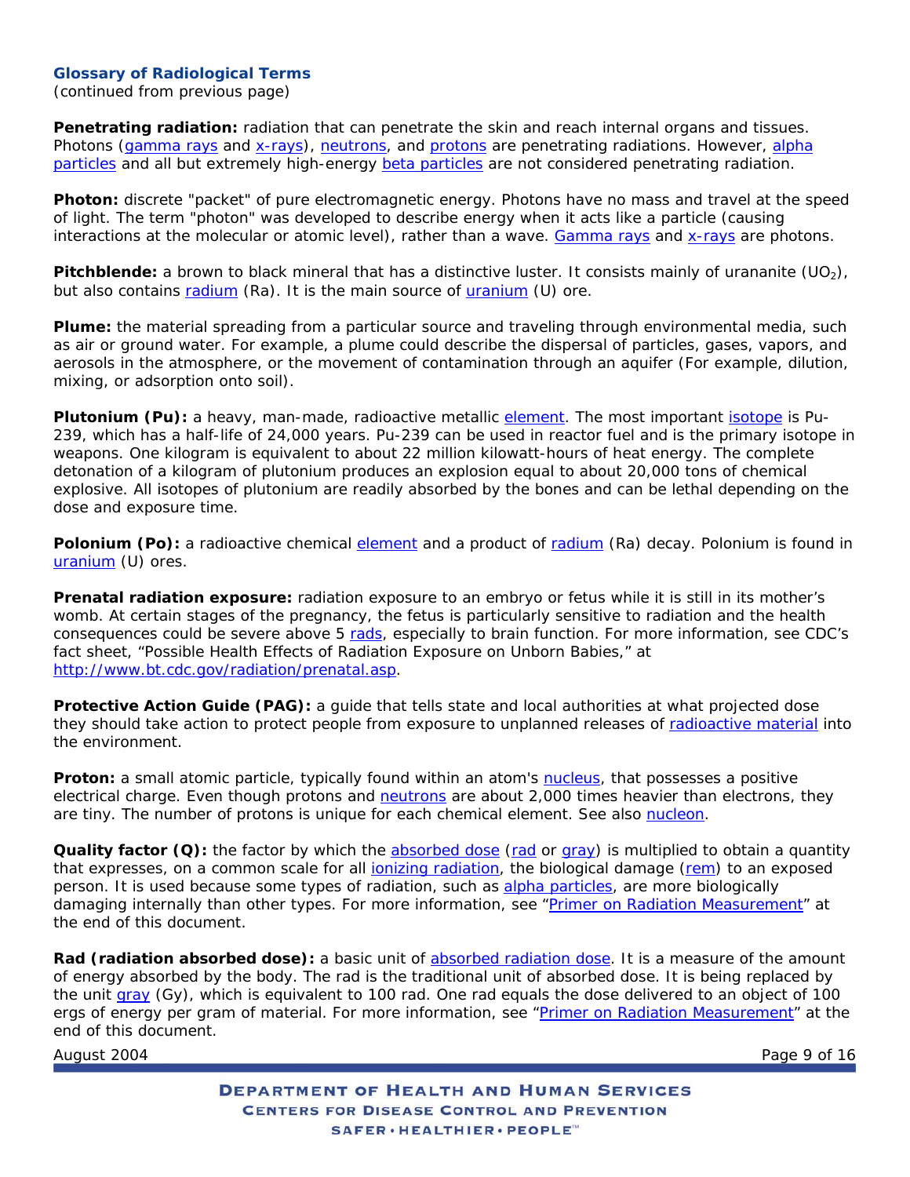**Glossary of Radiological Terms**
(continued from previous page)

**Penetrating radiation:** radiation that can penetrate the skin and reach internal organs and tissues. Photons (gamma rays and x-rays), neutrons, and protons are penetrating radiations. However, alpha particles and all but extremely high-energy beta particles are not considered penetrating radiation.

**Photon:** discrete "packet" of pure electromagnetic energy. Photons have no mass and travel at the speed of light. The term "photon" was developed to describe energy when it acts like a particle (causing interactions at the molecular or atomic level), rather than a wave. Gamma rays and x-rays are photons.

**Pitchblende:** a brown to black mineral that has a distinctive luster. It consists mainly of urananite ($UO_2$), but also contains radium (Ra). It is the main source of uranium (U) ore.

**Plume:** the material spreading from a particular source and traveling through environmental media, such as air or ground water. For example, a plume could describe the dispersal of particles, gases, vapors, and aerosols in the atmosphere, or the movement of contamination through an aquifer (For example, dilution, mixing, or adsorption onto soil).

**Plutonium (Pu):** a heavy, man-made, radioactive metallic element. The most important isotope is Pu-239, which has a half-life of 24,000 years. Pu-239 can be used in reactor fuel and is the primary isotope in weapons. One kilogram is equivalent to about 22 million kilowatt-hours of heat energy. The complete detonation of a kilogram of plutonium produces an explosion equal to about 20,000 tons of chemical explosive. All isotopes of plutonium are readily absorbed by the bones and can be lethal depending on the dose and exposure time.

**Polonium (Po):** a radioactive chemical element and a product of radium (Ra) decay. Polonium is found in uranium (U) ores.

**Prenatal radiation exposure:** radiation exposure to an embryo or fetus while it is still in its mother's womb. At certain stages of the pregnancy, the fetus is particularly sensitive to radiation and the health consequences could be severe above 5 rads, especially to brain function. For more information, see CDC's fact sheet, "Possible Health Effects of Radiation Exposure on Unborn Babies," at http://www.bt.cdc.gov/radiation/prenatal.asp.

**Protective Action Guide (PAG):** a guide that tells state and local authorities at what projected dose they should take action to protect people from exposure to unplanned releases of radioactive material into the environment.

**Proton:** a small atomic particle, typically found within an atom's nucleus, that possesses a positive electrical charge. Even though protons and neutrons are about 2,000 times heavier than electrons, they are tiny. The number of protons is unique for each chemical element. See also nucleon.

**Quality factor (Q):** the factor by which the absorbed dose (rad or gray) is multiplied to obtain a quantity that expresses, on a common scale for all ionizing radiation, the biological damage (rem) to an exposed person. It is used because some types of radiation, such as alpha particles, are more biologically damaging internally than other types. For more information, see "Primer on Radiation Measurement" at the end of this document.

**Rad (radiation absorbed dose):** a basic unit of absorbed radiation dose. It is a measure of the amount of energy absorbed by the body. The rad is the traditional unit of absorbed dose. It is being replaced by the unit gray (Gy), which is equivalent to 100 rad. One rad equals the dose delivered to an object of 100 ergs of energy per gram of material. For more information, see "Primer on Radiation Measurement" at the end of this document.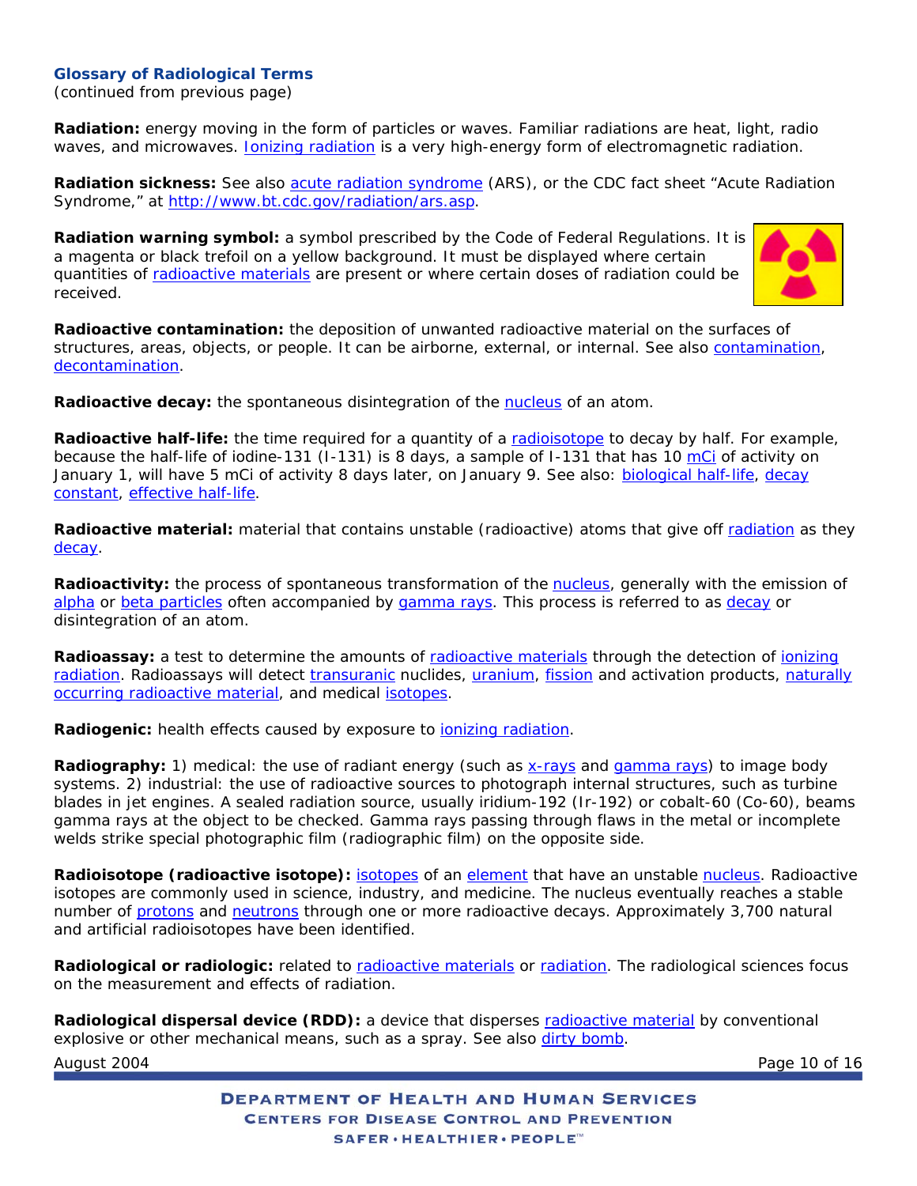### Glossary of Radiological Terms

(continued from previous page)

**Radiation:** energy moving in the form of particles or waves. Familiar radiations are heat, light, radio waves, and microwaves. Ionizing radiation is a very high-energy form of electromagnetic radiation.

**Radiation sickness:** See also acute radiation syndrome (ARS), or the CDC fact sheet "Acute Radiation Syndrome," at http://www.bt.cdc.gov/radiation/ars.asp.

**Radiation warning symbol:** a symbol prescribed by the Code of Federal Regulations. It is a magenta or black trefoil on a yellow background. It must be displayed where certain quantities of radioactive materials are present or where certain doses of radiation could be received.

**Radioactive contamination:** the deposition of unwanted radioactive material on the surfaces of structures, areas, objects, or people. It can be airborne, external, or internal. See also contamination, decontamination.

**Radioactive decay:** the spontaneous disintegration of the nucleus of an atom.

**Radioactive half-life:** the time required for a quantity of a radioisotope to decay by half. For example, because the half-life of iodine-131 (I-131) is 8 days, a sample of I-131 that has 10 mCi of activity on January 1, will have 5 mCi of activity 8 days later, on January 9. See also: biological half-life, decay constant, effective half-life.

**Radioactive material:** material that contains unstable (radioactive) atoms that give off radiation as they decay.

**Radioactivity:** the process of spontaneous transformation of the nucleus, generally with the emission of alpha or beta particles often accompanied by gamma rays. This process is referred to as decay or disintegration of an atom.

**Radioassay:** a test to determine the amounts of radioactive materials through the detection of ionizing radiation. Radioassays will detect transuranic nuclides, uranium, fission and activation products, naturally occurring radioactive material, and medical isotopes.

**Radiogenic:** health effects caused by exposure to ionizing radiation.

**Radiography:** 1) medical: the use of radiant energy (such as x-rays and gamma rays) to image body systems. 2) industrial: the use of radioactive sources to photograph internal structures, such as turbine blades in jet engines. A sealed radiation source, usually iridium-192 (Ir-192) or cobalt-60 (Co-60), beams gamma rays at the object to be checked. Gamma rays passing through flaws in the metal or incomplete welds strike special photographic film (radiographic film) on the opposite side.

**Radioisotope (radioactive isotope):** isotopes of an element that have an unstable nucleus. Radioactive isotopes are commonly used in science, industry, and medicine. The nucleus eventually reaches a stable number of protons and neutrons through one or more radioactive decays. Approximately 3,700 natural and artificial radioisotopes have been identified.

**Radiological or radiologic:** related to radioactive materials or radiation. The radiological sciences focus on the measurement and effects of radiation.

**Radiological dispersal device (RDD):** a device that disperses radioactive material by conventional explosive or other mechanical means, such as a spray. See also dirty bomb.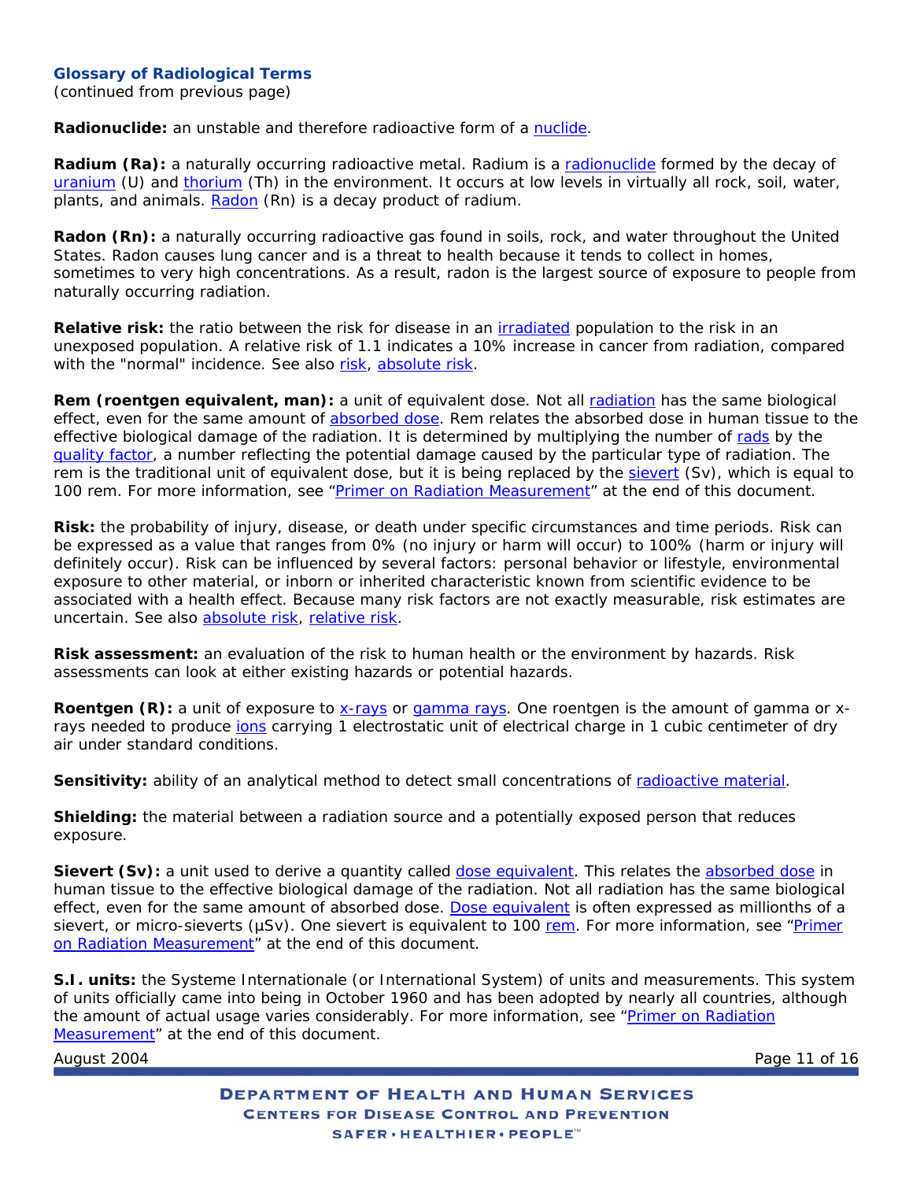### Glossary of Radiological Terms

(continued from previous page)

**Radionuclide:** an unstable and therefore radioactive form of a nuclide.

**Radium (Ra):** a naturally occurring radioactive metal. Radium is a radionuclide formed by the decay of uranium (U) and thorium (Th) in the environment. It occurs at low levels in virtually all rock, soil, water, plants, and animals. Radon (Rn) is a decay product of radium.

**Radon (Rn):** a naturally occurring radioactive gas found in soils, rock, and water throughout the United States. Radon causes lung cancer and is a threat to health because it tends to collect in homes, sometimes to very high concentrations. As a result, radon is the largest source of exposure to people from naturally occurring radiation.

**Relative risk:** the ratio between the risk for disease in an irradiated population to the risk in an unexposed population. A relative risk of 1.1 indicates a 10% increase in cancer from radiation, compared with the "normal" incidence. See also risk, absolute risk.

**Rem (roentgen equivalent, man):** a unit of equivalent dose. Not all radiation has the same biological effect, even for the same amount of absorbed dose. Rem relates the absorbed dose in human tissue to the effective biological damage of the radiation. It is determined by multiplying the number of rads by the quality factor, a number reflecting the potential damage caused by the particular type of radiation. The rem is the traditional unit of equivalent dose, but it is being replaced by the sievert (Sv), which is equal to 100 rem. For more information, see "Primer on Radiation Measurement" at the end of this document.

**Risk:** the probability of injury, disease, or death under specific circumstances and time periods. Risk can be expressed as a value that ranges from 0% (no injury or harm will occur) to 100% (harm or injury will definitely occur). Risk can be influenced by several factors: personal behavior or lifestyle, environmental exposure to other material, or inborn or inherited characteristic known from scientific evidence to be associated with a health effect. Because many risk factors are not exactly measurable, risk estimates are uncertain. See also absolute risk, relative risk.

**Risk assessment:** an evaluation of the risk to human health or the environment by hazards. Risk assessments can look at either existing hazards or potential hazards.

**Roentgen (R):** a unit of exposure to x-rays or gamma rays. One roentgen is the amount of gamma or x-rays needed to produce ions carrying 1 electrostatic unit of electrical charge in 1 cubic centimeter of dry air under standard conditions.

**Sensitivity:** ability of an analytical method to detect small concentrations of radioactive material.

**Shielding:** the material between a radiation source and a potentially exposed person that reduces exposure.

**Sievert (Sv):** a unit used to derive a quantity called dose equivalent. This relates the absorbed dose in human tissue to the effective biological damage of the radiation. Not all radiation has the same biological effect, even for the same amount of absorbed dose. Dose equivalent is often expressed as millionths of a sievert, or micro-sieverts (µSv). One sievert is equivalent to 100 rem. For more information, see "Primer on Radiation Measurement" at the end of this document.

**S.I. units:** the Systeme Internationale (or International System) of units and measurements. This system of units officially came into being in October 1960 and has been adopted by nearly all countries, although the amount of actual usage varies considerably. For more information, see "Primer on Radiation Measurement" at the end of this document.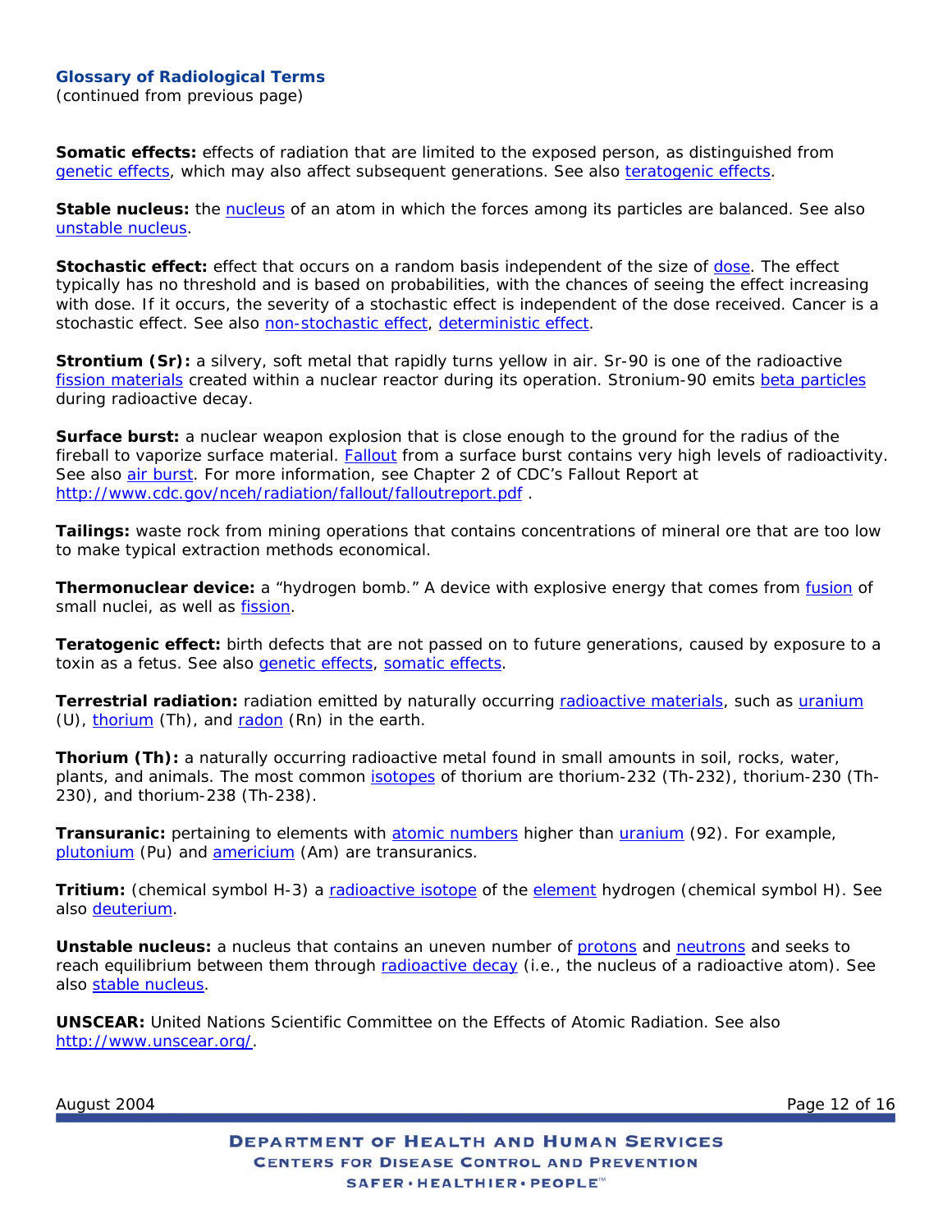**Glossary of Radiological Terms**
(continued from previous page)

**Somatic effects:** effects of radiation that are limited to the exposed person, as distinguished from genetic effects, which may also affect subsequent generations. See also teratogenic effects.

**Stable nucleus:** the nucleus of an atom in which the forces among its particles are balanced. See also unstable nucleus.

**Stochastic effect:** effect that occurs on a random basis independent of the size of dose. The effect typically has no threshold and is based on probabilities, with the chances of seeing the effect increasing with dose. If it occurs, the severity of a stochastic effect is independent of the dose received. Cancer is a stochastic effect. See also non-stochastic effect, deterministic effect.

**Strontium (Sr):** a silvery, soft metal that rapidly turns yellow in air. Sr-90 is one of the radioactive fission materials created within a nuclear reactor during its operation. Stronium-90 emits beta particles during radioactive decay.

**Surface burst:** a nuclear weapon explosion that is close enough to the ground for the radius of the fireball to vaporize surface material. Fallout from a surface burst contains very high levels of radioactivity. See also air burst. For more information, see Chapter 2 of CDC's Fallout Report at http://www.cdc.gov/nceh/radiation/fallout/falloutreport.pdf .

**Tailings:** waste rock from mining operations that contains concentrations of mineral ore that are too low to make typical extraction methods economical.

**Thermonuclear device:** a "hydrogen bomb." A device with explosive energy that comes from fusion of small nuclei, as well as fission.

**Teratogenic effect:** birth defects that are not passed on to future generations, caused by exposure to a toxin as a fetus. See also genetic effects, somatic effects.

**Terrestrial radiation:** radiation emitted by naturally occurring radioactive materials, such as uranium (U), thorium (Th), and radon (Rn) in the earth.

**Thorium (Th):** a naturally occurring radioactive metal found in small amounts in soil, rocks, water, plants, and animals. The most common isotopes of thorium are thorium-232 (Th-232), thorium-230 (Th-230), and thorium-238 (Th-238).

**Transuranic:** pertaining to elements with atomic numbers higher than uranium (92). For example, plutonium (Pu) and americium (Am) are transuranics.

**Tritium:** (chemical symbol H-3) a radioactive isotope of the element hydrogen (chemical symbol H). See also deuterium.

**Unstable nucleus:** a nucleus that contains an uneven number of protons and neutrons and seeks to reach equilibrium between them through radioactive decay (i.e., the nucleus of a radioactive atom). See also stable nucleus.

**UNSCEAR:** United Nations Scientific Committee on the Effects of Atomic Radiation. See also http://www.unscear.org/.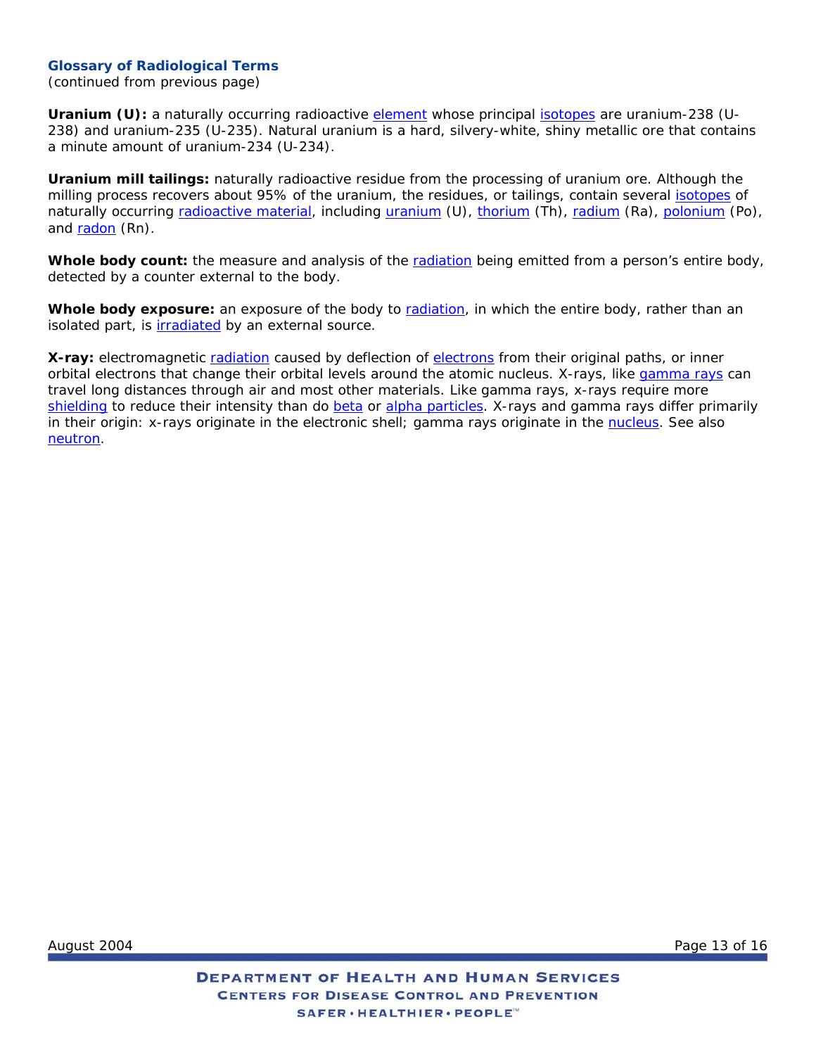**Glossary of Radiological Terms**
(continued from previous page)

**Uranium (U):** a naturally occurring radioactive element whose principal isotopes are uranium-238 (U-238) and uranium-235 (U-235). Natural uranium is a hard, silvery-white, shiny metallic ore that contains a minute amount of uranium-234 (U-234).

**Uranium mill tailings:** naturally radioactive residue from the processing of uranium ore. Although the milling process recovers about 95% of the uranium, the residues, or tailings, contain several isotopes of naturally occurring radioactive material, including uranium (U), thorium (Th), radium (Ra), polonium (Po), and radon (Rn).

**Whole body count:** the measure and analysis of the radiation being emitted from a person's entire body, detected by a counter external to the body.

**Whole body exposure:** an exposure of the body to radiation, in which the entire body, rather than an isolated part, is irradiated by an external source.

**X-ray:** electromagnetic radiation caused by deflection of electrons from their original paths, or inner orbital electrons that change their orbital levels around the atomic nucleus. X-rays, like gamma rays can travel long distances through air and most other materials. Like gamma rays, x-rays require more shielding to reduce their intensity than do beta or alpha particles. X-rays and gamma rays differ primarily in their origin: x-rays originate in the electronic shell; gamma rays originate in the nucleus. See also neutron.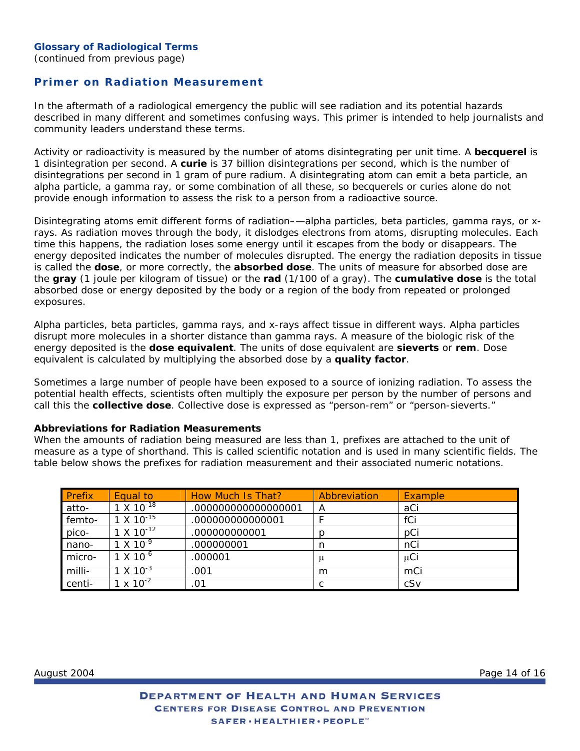**Glossary of Radiological Terms**
(continued from previous page)

## Primer on Radiation Measurement

In the aftermath of a radiological emergency the public will see radiation and its potential hazards described in many different and sometimes confusing ways. This primer is intended to help journalists and community leaders understand these terms.

Activity or radioactivity is measured by the number of atoms disintegrating per unit time. A **becquerel** is 1 disintegration per second. A **curie** is 37 billion disintegrations per second, which is the number of disintegrations per second in 1 gram of pure radium. A disintegrating atom can emit a beta particle, an alpha particle, a gamma ray, or some combination of all these, so becquerels or curies alone do not provide enough information to assess the risk to a person from a radioactive source.

Disintegrating atoms emit different forms of radiation–—alpha particles, beta particles, gamma rays, or x-rays. As radiation moves through the body, it dislodges electrons from atoms, disrupting molecules. Each time this happens, the radiation loses some energy until it escapes from the body or disappears. The energy deposited indicates the number of molecules disrupted. The energy the radiation deposits in tissue is called the **dose**, or more correctly, the **absorbed dose**. The units of measure for absorbed dose are the **gray** (1 joule per kilogram of tissue) or the **rad** (1/100 of a gray). The **cumulative dose** is the total absorbed dose or energy deposited by the body or a region of the body from repeated or prolonged exposures.

Alpha particles, beta particles, gamma rays, and x-rays affect tissue in different ways. Alpha particles disrupt more molecules in a shorter distance than gamma rays. A measure of the biologic risk of the energy deposited is the **dose equivalent**. The units of dose equivalent are **sieverts** or **rem**. Dose equivalent is calculated by multiplying the absorbed dose by a **quality factor**.

Sometimes a large number of people have been exposed to a source of ionizing radiation. To assess the potential health effects, scientists often multiply the exposure per person by the number of persons and call this the **collective dose**. Collective dose is expressed as “person-rem” or “person-sieverts.”

**Abbreviations for Radiation Measurements**

When the amounts of radiation being measured are less than 1, prefixes are attached to the unit of measure as a type of shorthand. This is called scientific notation and is used in many scientific fields. The table below shows the prefixes for radiation measurement and their associated numeric notations.

| Prefix | Equal to | How Much Is That? | Abbreviation | Example |
|---|---|---|---|---|
| atto- | $1 \times 10^{-18}$ | .000000000000000001 | A | aCi |
| femto- | $1 \times 10^{-15}$ | .000000000000001 | F | fCi |
| pico- | $1 \times 10^{-12}$ | .000000000001 | p | pCi |
| nano- | $1 \times 10^{-9}$ | .000000001 | n | nCi |
| micro- | $1 \times 10^{-6}$ | .000001 | μ | μCi |
| milli- | $1 \times 10^{-3}$ | .001 | m | mCi |
| centi- | $1 \times 10^{-2}$ | .01 | c | cSv |

August 2004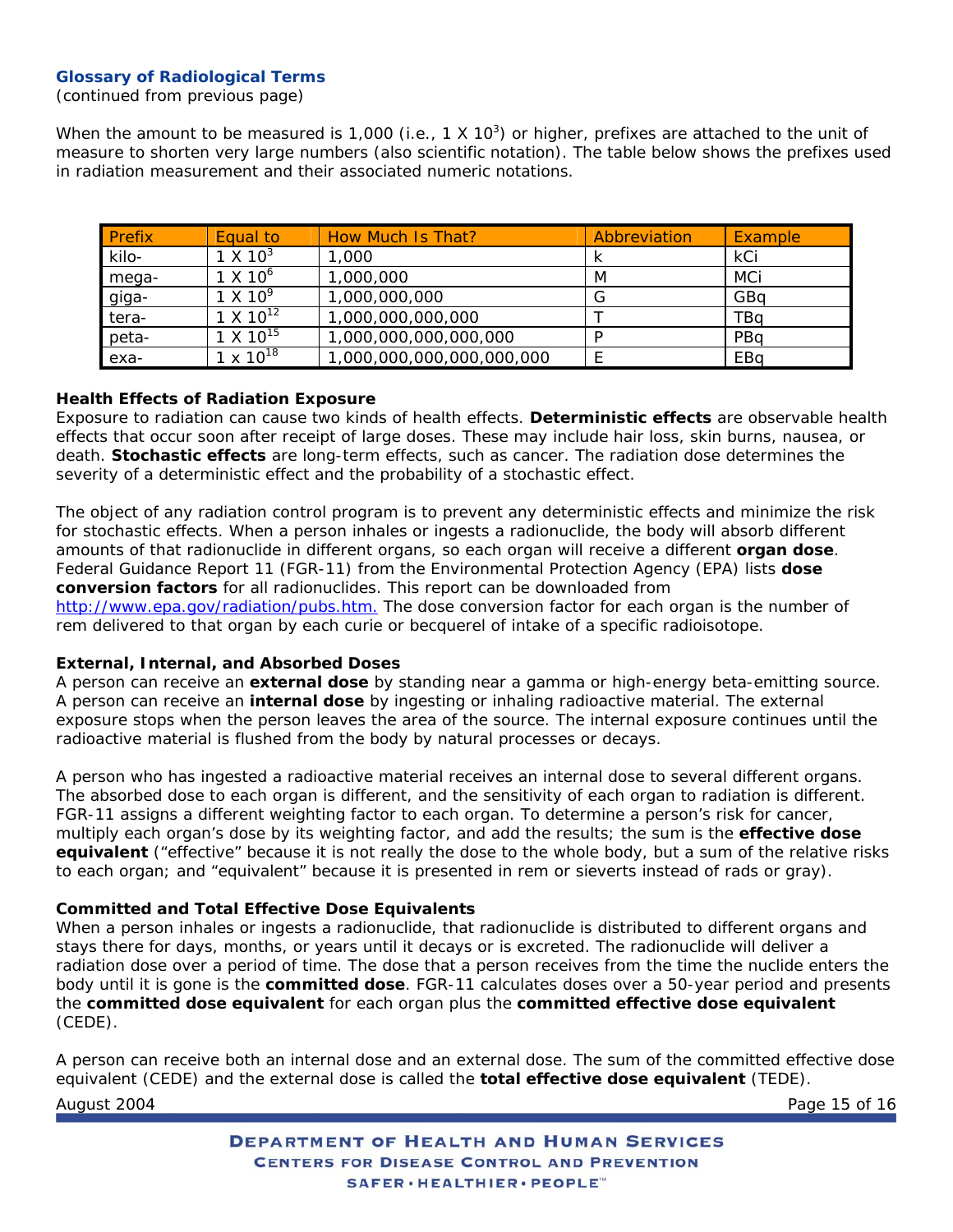### Glossary of Radiological Terms

(continued from previous page)

When the amount to be measured is 1,000 (i.e., 1 X $10^3$) or higher, prefixes are attached to the unit of measure to shorten very large numbers (also scientific notation). The table below shows the prefixes used in radiation measurement and their associated numeric notations.

| Prefix | Equal to | How Much Is That? | Abbreviation | Example |
|---|---|---|---|---|
| kilo- | 1 X $10^3$ | 1,000 | k | kCi |
| mega- | 1 X $10^6$ | 1,000,000 | M | MCi |
| giga- | 1 X $10^9$ | 1,000,000,000 | G | GBq |
| tera- | 1 X $10^{12}$ | 1,000,000,000,000 | T | TBq |
| peta- | 1 X $10^{15}$ | 1,000,000,000,000,000 | P | PBq |
| exa- | 1 x $10^{18}$ | 1,000,000,000,000,000,000 | E | EBq |

**Health Effects of Radiation Exposure**

Exposure to radiation can cause two kinds of health effects. **Deterministic effects** are observable health effects that occur soon after receipt of large doses. These may include hair loss, skin burns, nausea, or death. **Stochastic effects** are long-term effects, such as cancer. The radiation dose determines the severity of a deterministic effect and the probability of a stochastic effect.

The object of any radiation control program is to prevent any deterministic effects and minimize the risk for stochastic effects. When a person inhales or ingests a radionuclide, the body will absorb different amounts of that radionuclide in different organs, so each organ will receive a different **organ dose**. Federal Guidance Report 11 (FGR-11) from the Environmental Protection Agency (EPA) lists **dose conversion factors** for all radionuclides. This report can be downloaded from http://www.epa.gov/radiation/pubs.htm. The dose conversion factor for each organ is the number of rem delivered to that organ by each curie or becquerel of intake of a specific radioisotope.

**External, Internal, and Absorbed Doses**

A person can receive an **external dose** by standing near a gamma or high-energy beta-emitting source. A person can receive an **internal dose** by ingesting or inhaling radioactive material. The external exposure stops when the person leaves the area of the source. The internal exposure continues until the radioactive material is flushed from the body by natural processes or decays.

A person who has ingested a radioactive material receives an internal dose to several different organs. The absorbed dose to each organ is different, and the sensitivity of each organ to radiation is different. FGR-11 assigns a different weighting factor to each organ. To determine a person's risk for cancer, multiply each organ's dose by its weighting factor, and add the results; the sum is the **effective dose equivalent** ("effective" because it is not really the dose to the whole body, but a sum of the relative risks to each organ; and "equivalent" because it is presented in rem or sieverts instead of rads or gray).

**Committed and Total Effective Dose Equivalents**

When a person inhales or ingests a radionuclide, that radionuclide is distributed to different organs and stays there for days, months, or years until it decays or is excreted. The radionuclide will deliver a radiation dose over a period of time. The dose that a person receives from the time the nuclide enters the body until it is gone is the **committed dose**. FGR-11 calculates doses over a 50-year period and presents the **committed dose equivalent** for each organ plus the **committed effective dose equivalent** (CEDE).

A person can receive both an internal dose and an external dose. The sum of the committed effective dose equivalent (CEDE) and the external dose is called the **total effective dose equivalent** (TEDE).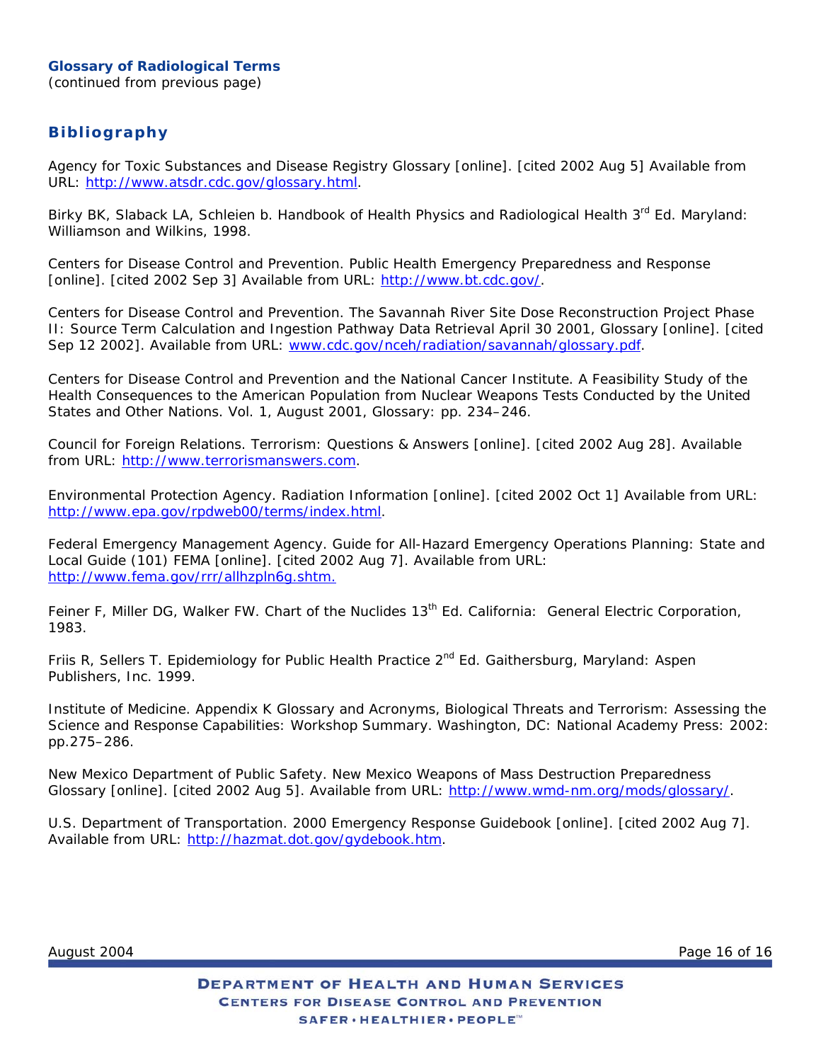**Glossary of Radiological Terms**
(continued from previous page)

## Bibliography

Agency for Toxic Substances and Disease Registry Glossary [online]. [cited 2002 Aug 5] Available from URL: http://www.atsdr.cdc.gov/glossary.html.

Birky BK, Slaback LA, Schleien b. Handbook of Health Physics and Radiological Health 3rd Ed. Maryland: Williamson and Wilkins, 1998.

Centers for Disease Control and Prevention. Public Health Emergency Preparedness and Response [online]. [cited 2002 Sep 3] Available from URL: http://www.bt.cdc.gov/.

Centers for Disease Control and Prevention. The Savannah River Site Dose Reconstruction Project Phase II: Source Term Calculation and Ingestion Pathway Data Retrieval April 30 2001, Glossary [online]. [cited Sep 12 2002]. Available from URL: www.cdc.gov/nceh/radiation/savannah/glossary.pdf.

Centers for Disease Control and Prevention and the National Cancer Institute. A Feasibility Study of the Health Consequences to the American Population from Nuclear Weapons Tests Conducted by the United States and Other Nations. Vol. 1, August 2001, Glossary: pp. 234–246.

Council for Foreign Relations. Terrorism: Questions & Answers [online]. [cited 2002 Aug 28]. Available from URL: http://www.terrorismanswers.com.

Environmental Protection Agency. Radiation Information [online]. [cited 2002 Oct 1] Available from URL: http://www.epa.gov/rpdweb00/terms/index.html.

Federal Emergency Management Agency. Guide for All-Hazard Emergency Operations Planning: State and Local Guide (101) FEMA [online]. [cited 2002 Aug 7]. Available from URL: http://www.fema.gov/rrr/allhzpln6g.shtm.

Feiner F, Miller DG, Walker FW. Chart of the Nuclides 13th Ed. California: General Electric Corporation, 1983.

Friis R, Sellers T. Epidemiology for Public Health Practice 2nd Ed. Gaithersburg, Maryland: Aspen Publishers, Inc. 1999.

Institute of Medicine. Appendix K Glossary and Acronyms, Biological Threats and Terrorism: Assessing the Science and Response Capabilities: Workshop Summary. Washington, DC: National Academy Press: 2002: pp.275–286.

New Mexico Department of Public Safety. New Mexico Weapons of Mass Destruction Preparedness Glossary [online]. [cited 2002 Aug 5]. Available from URL: http://www.wmd-nm.org/mods/glossary/.

U.S. Department of Transportation. 2000 Emergency Response Guidebook [online]. [cited 2002 Aug 7]. Available from URL: http://hazmat.dot.gov/gydebook.htm.